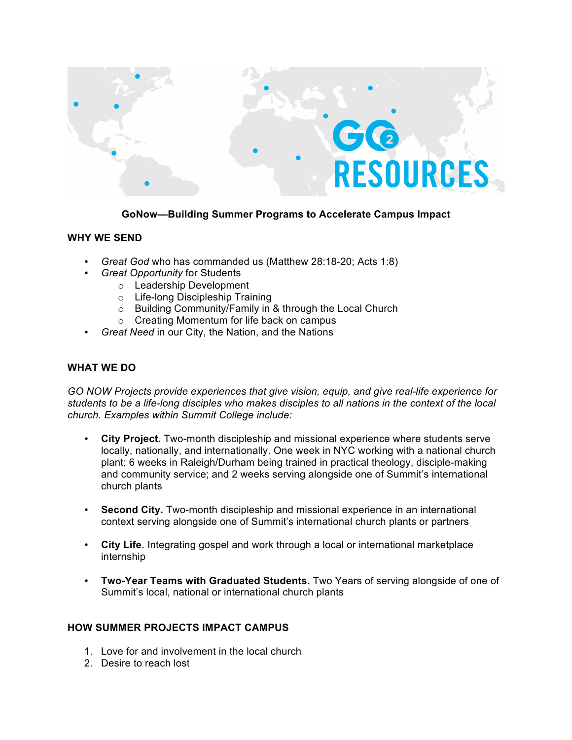**GoNow—Building Summer Programs to Accelerate Campus Impact**

## WHY WE SEND

- *Great God* who has commanded us (Matthew 28:18-20; Acts 1:8)
- *Great Opportunity* for Students
  - Leadership Development
  - Life-long Discipleship Training
  - Building Community/Family in & through the Local Church
  - Creating Momentum for life back on campus
- *Great Need* in our City, the Nation, and the Nations

## WHAT WE DO

*GO NOW Projects provide experiences that give vision, equip, and give real-life experience for students to be a life-long disciples who makes disciples to all nations in the context of the local church. Examples within Summit College include:*

- **City Project.** Two-month discipleship and missional experience where students serve locally, nationally, and internationally. One week in NYC working with a national church plant; 6 weeks in Raleigh/Durham being trained in practical theology, disciple-making and community service; and 2 weeks serving alongside one of Summit's international church plants

- **Second City.** Two-month discipleship and missional experience in an international context serving alongside one of Summit's international church plants or partners

- **City Life**. Integrating gospel and work through a local or international marketplace internship

- **Two-Year Teams with Graduated Students.** Two Years of serving alongside of one of Summit's local, national or international church plants

## HOW SUMMER PROJECTS IMPACT CAMPUS

1. Love for and involvement in the local church
2. Desire to reach lost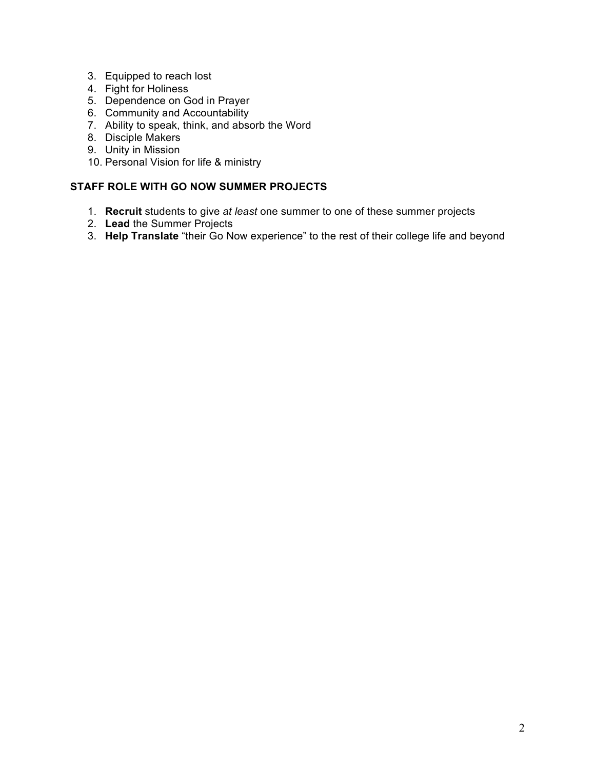3. Equipped to reach lost
4. Fight for Holiness
5. Dependence on God in Prayer
6. Community and Accountability
7. Ability to speak, think, and absorb the Word
8. Disciple Makers
9. Unity in Mission
10. Personal Vision for life & ministry

**STAFF ROLE WITH GO NOW SUMMER PROJECTS**

1. **Recruit** students to give *at least* one summer to one of these summer projects
2. **Lead** the Summer Projects
3. **Help Translate** "their Go Now experience" to the rest of their college life and beyond